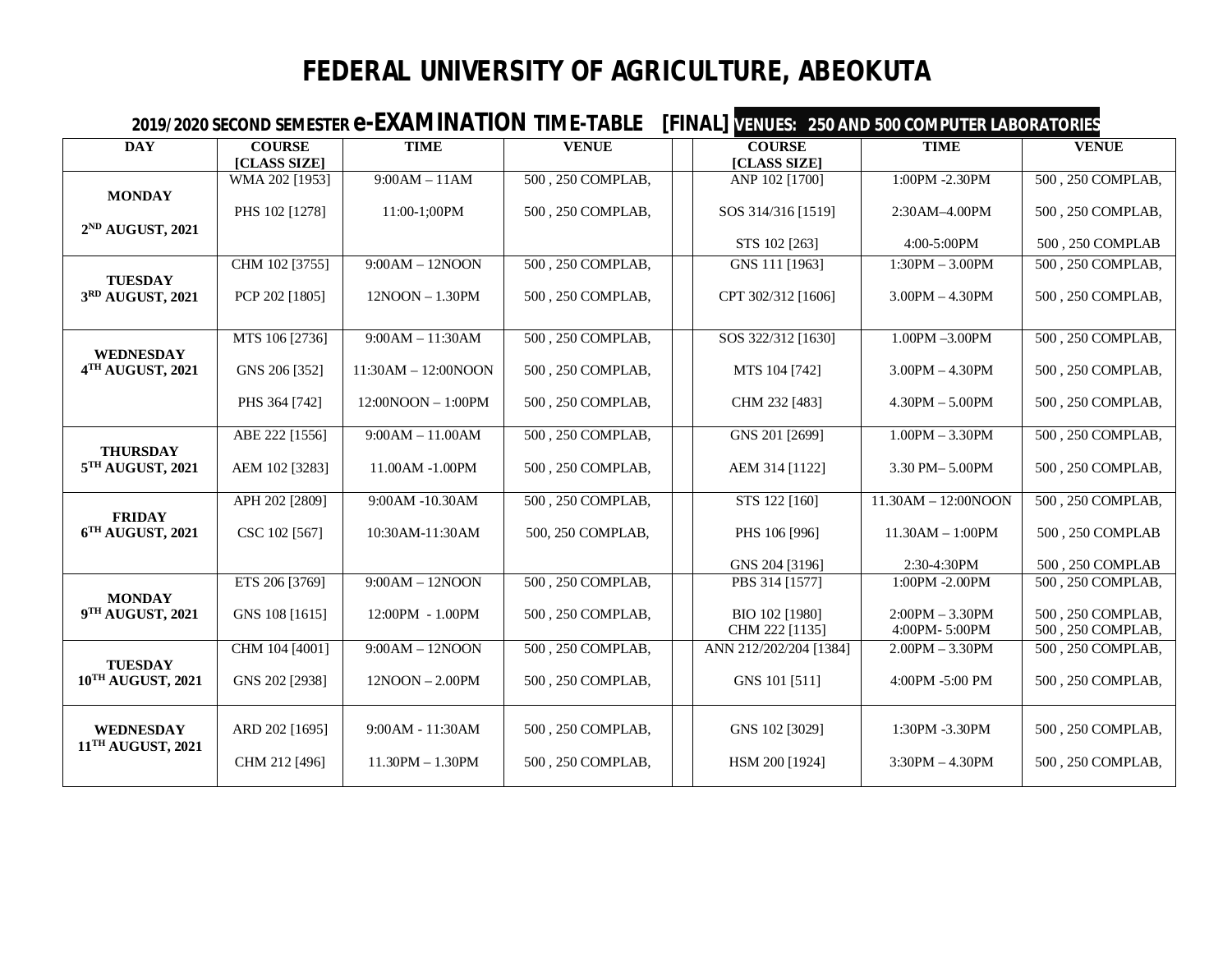# FEDERAL UNIVERSITY OF AGRICULTURE, ABEOKUTA

## 2019/2020 SECOND SEMESTER e-EXAMINATION TIME-TABLE [FINAL] VENUES: 250 AND 500 COMPUTER LABORATORIES

| DAY | COURSE [CLASS SIZE] | TIME | VENUE | | COURSE [CLASS SIZE] | TIME | VENUE |
|---|---|---|---|---|---|---|---|
| MONDAY 2ND AUGUST, 2021 | WMA 202 [1953] | 9:00AM – 11AM | 500 , 250 COMPLAB, | | ANP 102 [1700] | 1:00PM -2.30PM | 500 , 250 COMPLAB, |
| | PHS 102 [1278] | 11:00-1;00PM | 500 , 250 COMPLAB, | | SOS 314/316 [1519] | 2:30AM–4.00PM | 500 , 250 COMPLAB, |
| | | | | | STS 102 [263] | 4:00-5:00PM | 500 , 250 COMPLAB |
| TUESDAY 3RD AUGUST, 2021 | CHM 102 [3755] | 9:00AM – 12NOON | 500 , 250 COMPLAB, | | GNS 111 [1963] | 1:30PM – 3.00PM | 500 , 250 COMPLAB, |
| | PCP 202 [1805] | 12NOON – 1.30PM | 500 , 250 COMPLAB, | | CPT 302/312 [1606] | 3.00PM – 4.30PM | 500 , 250 COMPLAB, |
| WEDNESDAY 4TH AUGUST, 2021 | MTS 106 [2736] | 9:00AM – 11:30AM | 500 , 250 COMPLAB, | | SOS 322/312 [1630] | 1.00PM –3.00PM | 500 , 250 COMPLAB, |
| | GNS 206 [352] | 11:30AM – 12:00NOON | 500 , 250 COMPLAB, | | MTS 104 [742] | 3.00PM – 4.30PM | 500 , 250 COMPLAB, |
| | PHS 364 [742] | 12:00NOON – 1:00PM | 500 , 250 COMPLAB, | | CHM 232 [483] | 4.30PM – 5.00PM | 500 , 250 COMPLAB, |
| THURSDAY 5TH AUGUST, 2021 | ABE 222 [1556] | 9:00AM – 11.00AM | 500 , 250 COMPLAB, | | GNS 201 [2699] | 1.00PM – 3.30PM | 500 , 250 COMPLAB, |
| | AEM 102 [3283] | 11.00AM -1.00PM | 500 , 250 COMPLAB, | | AEM 314 [1122] | 3.30 PM– 5.00PM | 500 , 250 COMPLAB, |
| FRIDAY 6TH AUGUST, 2021 | APH 202 [2809] | 9:00AM -10.30AM | 500 , 250 COMPLAB, | | STS 122 [160] | 11.30AM – 12:00NOON | 500 , 250 COMPLAB, |
| | CSC 102 [567] | 10:30AM-11:30AM | 500, 250 COMPLAB, | | PHS 106 [996] | 11.30AM – 1:00PM | 500 , 250 COMPLAB |
| | | | | | GNS 204 [3196] | 2:30-4:30PM | 500 , 250 COMPLAB |
| MONDAY 9TH AUGUST, 2021 | ETS 206 [3769] | 9:00AM – 12NOON | 500 , 250 COMPLAB, | | PBS 314 [1577] | 1:00PM -2.00PM | 500 , 250 COMPLAB, |
| | GNS 108 [1615] | 12:00PM - 1.00PM | 500 , 250 COMPLAB, | | BIO 102 [1980] | 2:00PM – 3.30PM | 500 , 250 COMPLAB, |
| | | | | | CHM 222 [1135] | 4:00PM- 5:00PM | 500 , 250 COMPLAB, |
| TUESDAY 10TH AUGUST, 2021 | CHM 104 [4001] | 9:00AM – 12NOON | 500 , 250 COMPLAB, | | ANN 212/202/204 [1384] | 2.00PM – 3.30PM | 500 , 250 COMPLAB, |
| | GNS 202 [2938] | 12NOON – 2.00PM | 500 , 250 COMPLAB, | | GNS 101 [511] | 4:00PM -5:00 PM | 500 , 250 COMPLAB, |
| WEDNESDAY 11TH AUGUST, 2021 | ARD 202 [1695] | 9:00AM - 11:30AM | 500 , 250 COMPLAB, | | GNS 102 [3029] | 1:30PM -3.30PM | 500 , 250 COMPLAB, |
| | CHM 212 [496] | 11.30PM – 1.30PM | 500 , 250 COMPLAB, | | HSM 200 [1924] | 3:30PM – 4.30PM | 500 , 250 COMPLAB, |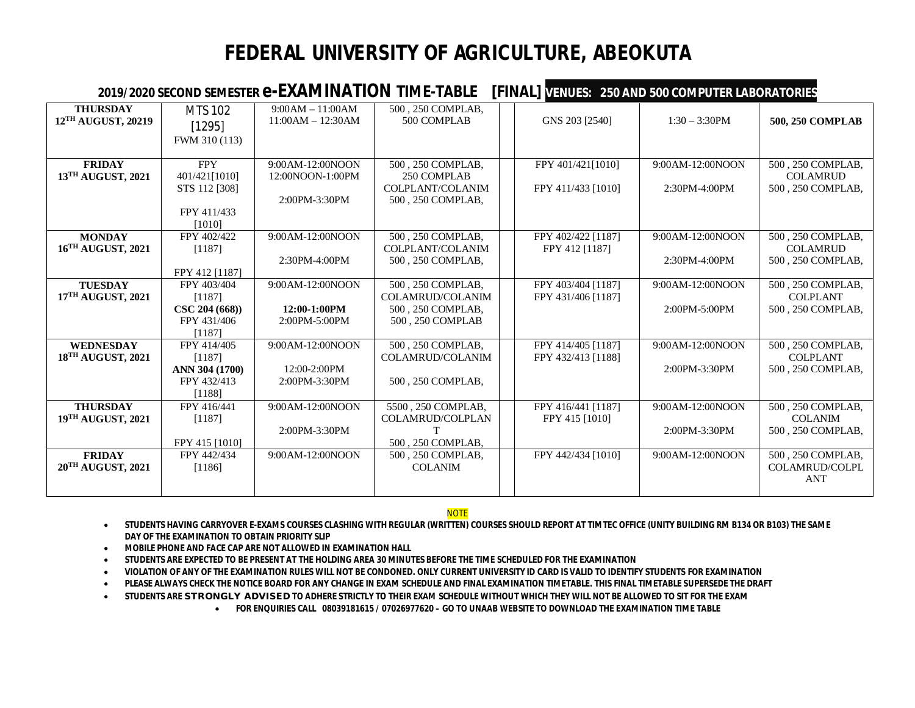# FEDERAL UNIVERSITY OF AGRICULTURE, ABEOKUTA

## 2019/2020 SECOND SEMESTER e-EXAMINATION TIME-TABLE [FINAL] VENUES: 250 AND 500 COMPUTER LABORATORIES

| | | | | | | | |
|---|---|---|---|---|---|---|---|
| **THURSDAY 12TH AUGUST, 20219** | MTS 102 [1295] FWM 310 (113) | 9:00AM – 11:00AM 11:00AM – 12:30AM | 500 , 250 COMPLAB, 500 COMPLAB | | GNS 203 [2540] | 1:30 – 3:30PM | **500, 250 COMPLAB** |
| **FRIDAY 13TH AUGUST, 2021** | FPY 401/421[1010] STS 112 [308] FPY 411/433 [1010] | 9:00AM-12:00NOON 12:00NOON-1:00PM 2:00PM-3:30PM | 500 , 250 COMPLAB, 250 COMPLAB COLPLANT/COLANIM 500 , 250 COMPLAB, | | FPY 401/421[1010] FPY 411/433 [1010] | 9:00AM-12:00NOON 2:30PM-4:00PM | 500 , 250 COMPLAB, COLAMRUD 500 , 250 COMPLAB, |
| **MONDAY 16TH AUGUST, 2021** | FPY 402/422 [1187] FPY 412 [1187] | 9:00AM-12:00NOON 2:30PM-4:00PM | 500 , 250 COMPLAB, COLPLANT/COLANIM 500 , 250 COMPLAB, | | FPY 402/422 [1187] FPY 412 [1187] | 9:00AM-12:00NOON 2:30PM-4:00PM | 500 , 250 COMPLAB, COLAMRUD 500 , 250 COMPLAB, |
| **TUESDAY 17TH AUGUST, 2021** | FPY 403/404 [1187] **CSC 204 (668))** FPY 431/406 [1187] | 9:00AM-12:00NOON **12:00-1:00PM** 2:00PM-5:00PM | 500 , 250 COMPLAB, COLAMRUD/COLANIM 500 , 250 COMPLAB, 500 , 250 COMPLAB | | FPY 403/404 [1187] FPY 431/406 [1187] | 9:00AM-12:00NOON 2:00PM-5:00PM | 500 , 250 COMPLAB, COLPLANT 500 , 250 COMPLAB, |
| **WEDNESDAY 18TH AUGUST, 2021** | FPY 414/405 [1187] **ANN 304 (1700)** FPY 432/413 [1188] | 9:00AM-12:00NOON 12:00-2:00PM 2:00PM-3:30PM | 500 , 250 COMPLAB, COLAMRUD/COLANIM 500 , 250 COMPLAB, | | FPY 414/405 [1187] FPY 432/413 [1188] | 9:00AM-12:00NOON 2:00PM-3:30PM | 500 , 250 COMPLAB, COLPLANT 500 , 250 COMPLAB, |
| **THURSDAY 19TH AUGUST, 2021** | FPY 416/441 [1187] FPY 415 [1010] | 9:00AM-12:00NOON 2:00PM-3:30PM | 5500 , 250 COMPLAB, COLAMRUD/COLPLANT 500 , 250 COMPLAB, | | FPY 416/441 [1187] FPY 415 [1010] | 9:00AM-12:00NOON 2:00PM-3:30PM | 500 , 250 COMPLAB, COLANIM 500 , 250 COMPLAB, |
| **FRIDAY 20TH AUGUST, 2021** | FPY 442/434 [1186] | 9:00AM-12:00NOON | 500 , 250 COMPLAB, COLANIM | | FPY 442/434 [1010] | 9:00AM-12:00NOON | 500 , 250 COMPLAB, COLAMRUD/COLPLANT |

NOTE

- **STUDENTS HAVING CARRYOVER E-EXAMS COURSES CLASHING WITH REGULAR (WRITTEN) COURSES SHOULD REPORT AT TIMTEC OFFICE (UNITY BUILDING RM B134 OR B103) THE SAME DAY OF THE EXAMINATION TO OBTAIN PRIORITY SLIP**
- **MOBILE PHONE AND FACE CAP ARE NOT ALLOWED IN EXAMINATION HALL**
- **STUDENTS ARE EXPECTED TO BE PRESENT AT THE HOLDING AREA 30 MINUTES BEFORE THE TIME SCHEDULED FOR THE EXAMINATION**
- **VIOLATION OF ANY OF THE EXAMINATION RULES WILL NOT BE CONDONED. ONLY CURRENT UNIVERSITY ID CARD IS VALID TO IDENTIFY STUDENTS FOR EXAMINATION**
- **PLEASE ALWAYS CHECK THE NOTICE BOARD FOR ANY CHANGE IN EXAM SCHEDULE AND FINAL EXAMINATION TIMETABLE. THIS FINAL TIMETABLE SUPERSEDE THE DRAFT**
- **STUDENTS ARE STRONGLY ADVISED TO ADHERE STRICTLY TO THEIR EXAM SCHEDULE WITHOUT WHICH THEY WILL NOT BE ALLOWED TO SIT FOR THE EXAM**
- **FOR ENQUIRIES CALL 08039181615 / 07026977620 – GO TO UNAAB WEBSITE TO DOWNLOAD THE EXAMINATION TIME TABLE**